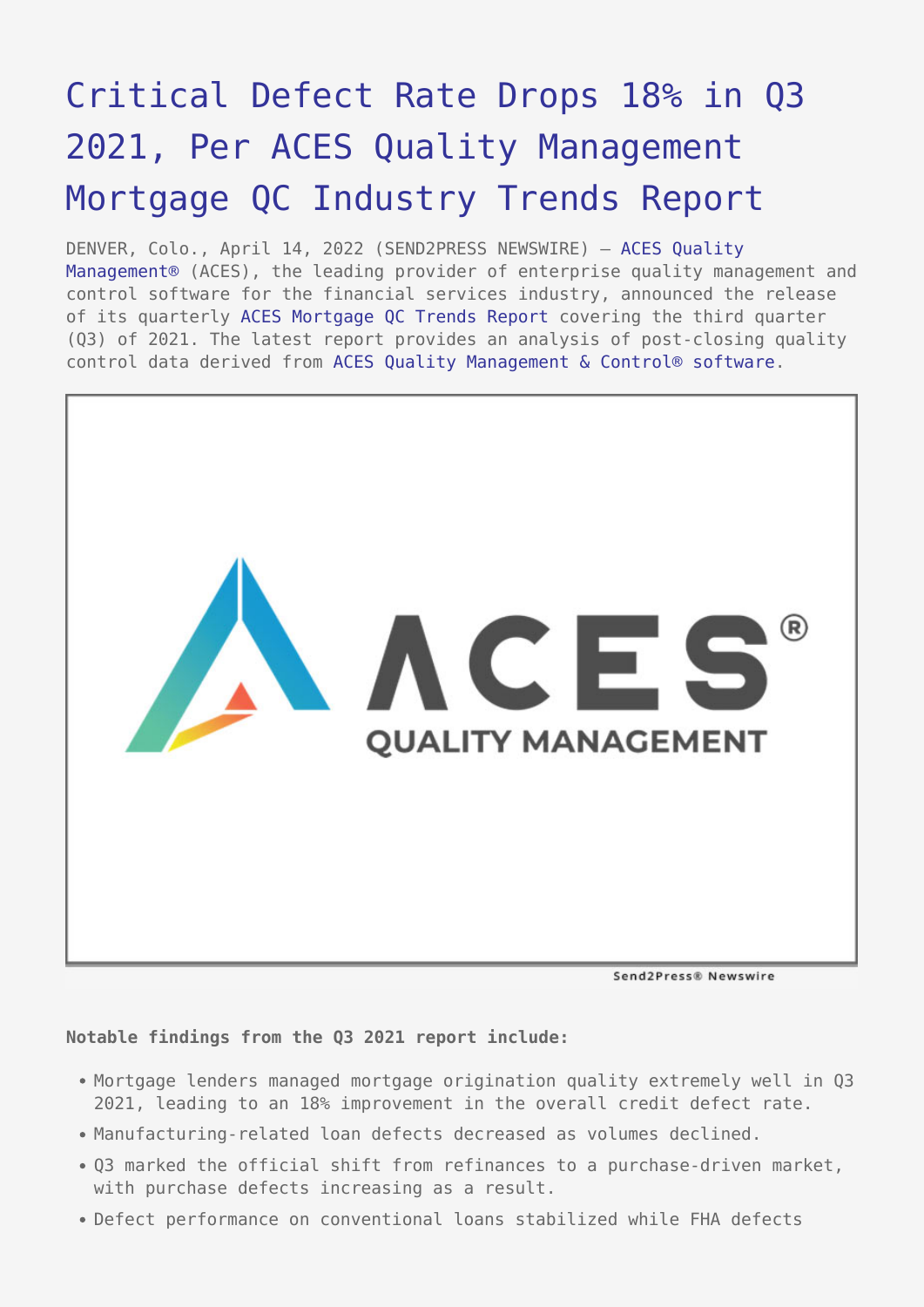# Critical Defect Rate Drops 18% in Q3 2021, Per ACES Quality Management Mortgage QC Industry Trends Report

DENVER, Colo., April 14, 2022 (SEND2PRESS NEWSWIRE) — ACES Quality Management® (ACES), the leading provider of enterprise quality management and control software for the financial services industry, announced the release of its quarterly ACES Mortgage QC Trends Report covering the third quarter (Q3) of 2021. The latest report provides an analysis of post-closing quality control data derived from ACES Quality Management & Control® software.

**Notable findings from the Q3 2021 report include:**

- Mortgage lenders managed mortgage origination quality extremely well in Q3 2021, leading to an 18% improvement in the overall credit defect rate.
- Manufacturing-related loan defects decreased as volumes declined.
- Q3 marked the official shift from refinances to a purchase-driven market, with purchase defects increasing as a result.
- Defect performance on conventional loans stabilized while FHA defects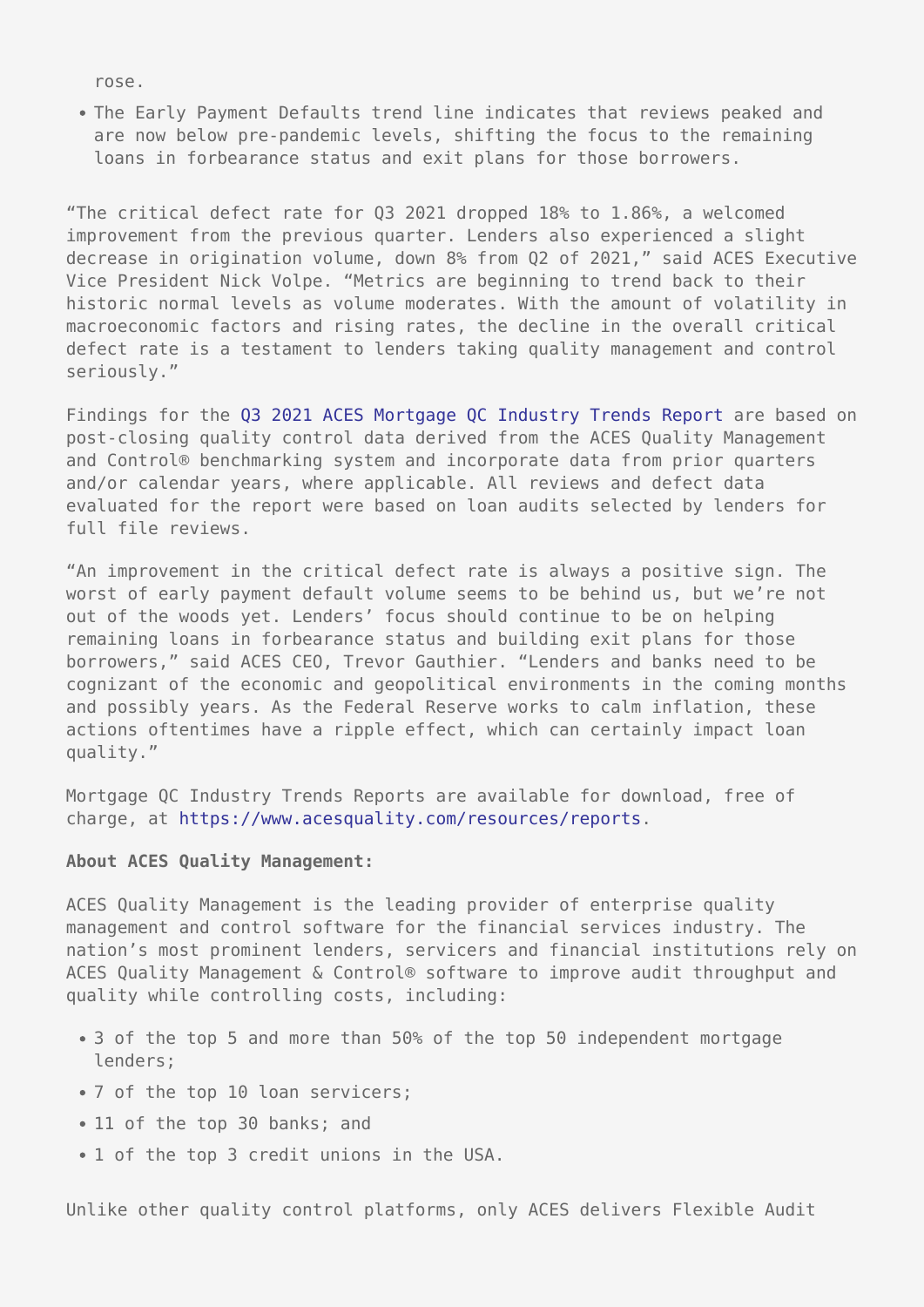rose.

- The Early Payment Defaults trend line indicates that reviews peaked and are now below pre-pandemic levels, shifting the focus to the remaining loans in forbearance status and exit plans for those borrowers.

“The critical defect rate for Q3 2021 dropped 18% to 1.86%, a welcomed improvement from the previous quarter. Lenders also experienced a slight decrease in origination volume, down 8% from Q2 of 2021,” said ACES Executive Vice President Nick Volpe. “Metrics are beginning to trend back to their historic normal levels as volume moderates. With the amount of volatility in macroeconomic factors and rising rates, the decline in the overall critical defect rate is a testament to lenders taking quality management and control seriously.”

Findings for the Q3 2021 ACES Mortgage QC Industry Trends Report are based on post-closing quality control data derived from the ACES Quality Management and Control® benchmarking system and incorporate data from prior quarters and/or calendar years, where applicable. All reviews and defect data evaluated for the report were based on loan audits selected by lenders for full file reviews.

“An improvement in the critical defect rate is always a positive sign. The worst of early payment default volume seems to be behind us, but we’re not out of the woods yet. Lenders’ focus should continue to be on helping remaining loans in forbearance status and building exit plans for those borrowers,” said ACES CEO, Trevor Gauthier. “Lenders and banks need to be cognizant of the economic and geopolitical environments in the coming months and possibly years. As the Federal Reserve works to calm inflation, these actions oftentimes have a ripple effect, which can certainly impact loan quality.”

Mortgage QC Industry Trends Reports are available for download, free of charge, at https://www.acesquality.com/resources/reports.

**About ACES Quality Management:**

ACES Quality Management is the leading provider of enterprise quality management and control software for the financial services industry. The nation’s most prominent lenders, servicers and financial institutions rely on ACES Quality Management & Control® software to improve audit throughput and quality while controlling costs, including:

- 3 of the top 5 and more than 50% of the top 50 independent mortgage lenders;
- 7 of the top 10 loan servicers;
- 11 of the top 30 banks; and
- 1 of the top 3 credit unions in the USA.

Unlike other quality control platforms, only ACES delivers Flexible Audit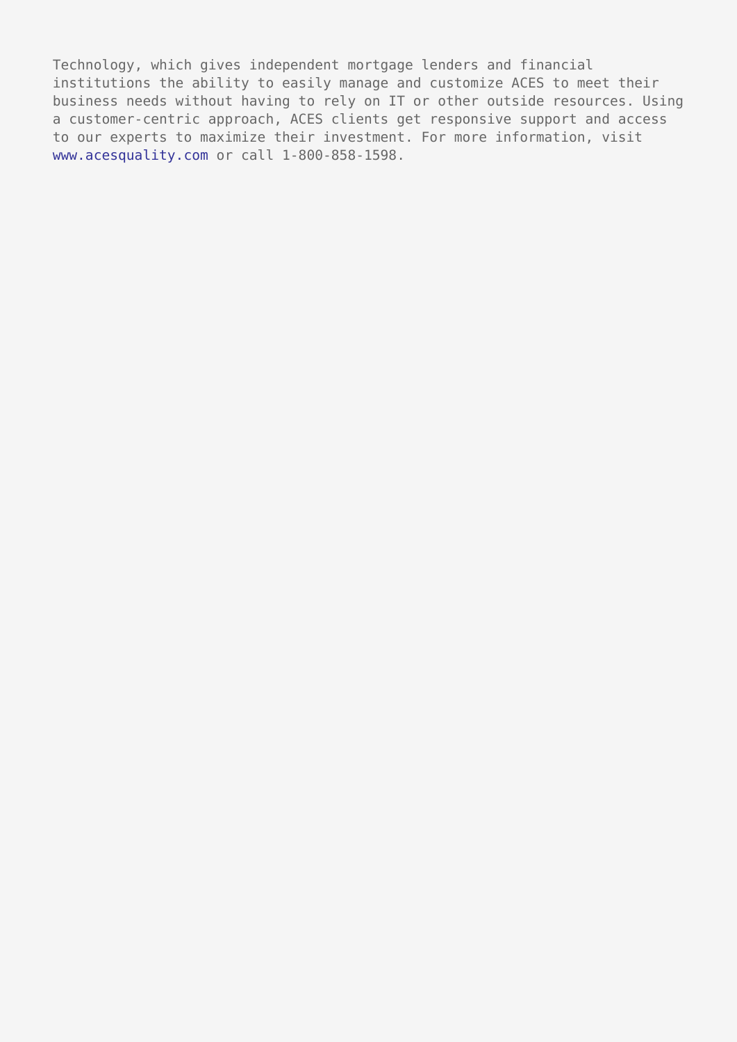Technology, which gives independent mortgage lenders and financial institutions the ability to easily manage and customize ACES to meet their business needs without having to rely on IT or other outside resources. Using a customer-centric approach, ACES clients get responsive support and access to our experts to maximize their investment. For more information, visit www.acesquality.com or call 1-800-858-1598.